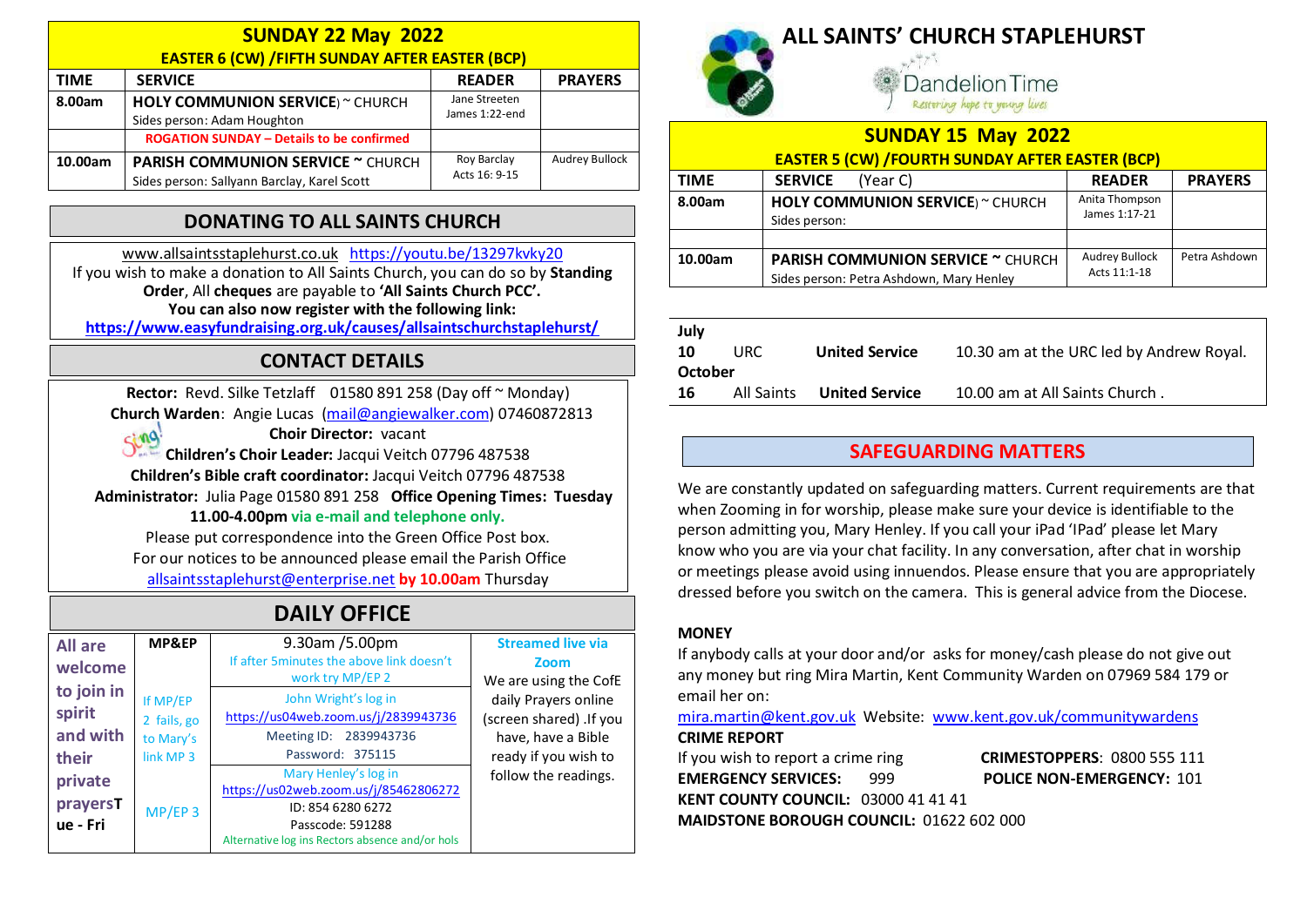## SUNDAY 22 May 2022

**EASTER 6 (CW) /FIFTH SUNDAY AFTER EASTER (BCP)**

| TIME | SERVICE | READER | PRAYERS |
|---|---|---|---|
| 8.00am | **HOLY COMMUNION SERVICE**) ~ CHURCH<br>Sides person: Adam Houghton | Jane Streeten<br>James 1:22-end | |
| | **ROGATION SUNDAY – Details to be confirmed** | | |
| 10.00am | **PARISH COMMUNION SERVICE ~** CHURCH<br>Sides person: Sallyann Barclay, Karel Scott | Roy Barclay<br>Acts 16: 9-15 | Audrey Bullock |

## DONATING TO ALL SAINTS CHURCH

www.allsaintsstaplehurst.co.uk https://youtu.be/13297kvky20

If you wish to make a donation to All Saints Church, you can do so by **Standing Order**, All **cheques** are payable to **'All Saints Church PCC'.**

**You can also now register with the following link:**

**https://www.easyfundraising.org.uk/causes/allsaintschurchstaplehurst/**

## CONTACT DETAILS

**Rector:** Revd. Silke Tetzlaff 01580 891 258 (Day off ~ Monday)

**Church Warden**: Angie Lucas (mail@angiewalker.com) 07460872813

**Choir Director:** vacant

**Children's Choir Leader:** Jacqui Veitch 07796 487538

**Children's Bible craft coordinator:** Jacqui Veitch 07796 487538

**Administrator:** Julia Page 01580 891 258 **Office Opening Times: Tuesday 11.00-4.00pm via e-mail and telephone only.**

Please put correspondence into the Green Office Post box.

For our notices to be announced please email the Parish Office allsaintsstaplehurst@enterprise.net **by 10.00am** Thursday

## DAILY OFFICE

| All are welcome to join in spirit and with their private prayers Tue - Fri | MP&EP | 9.30am /5.00pm<br>If after 5minutes the above link doesn't work try MP/EP 2 | Streamed live via Zoom<br>We are using the CofE daily Prayers online (screen shared) .If you have, have a Bible ready if you wish to follow the readings. |
|---|---|---|---|
| | If MP/EP 2 fails, go to Mary's link MP 3 | John Wright's log in<br>https://us04web.zoom.us/j/2839943736<br>Meeting ID: 2839943736<br>Password: 375115 | |
| | MP/EP 3 | Mary Henley's log in<br>https://us02web.zoom.us/j/85462806272<br>ID: 854 6280 6272<br>Passcode: 591288<br>Alternative log ins Rectors absence and/or hols | |

# ALL SAINTS' CHURCH STAPLEHURST

Dandelion Time
*Restoring hope to young lives*

## SUNDAY 15 May 2022

**EASTER 5 (CW) /FOURTH SUNDAY AFTER EASTER (BCP)**

| TIME | SERVICE (Year C) | READER | PRAYERS |
|---|---|---|---|
| 8.00am | **HOLY COMMUNION SERVICE**) ~ CHURCH<br>Sides person: | Anita Thompson<br>James 1:17-21 | |
| | | | |
| 10.00am | **PARISH COMMUNION SERVICE ~** CHURCH<br>Sides person: Petra Ashdown, Mary Henley | Audrey Bullock<br>Acts 11:1-18 | Petra Ashdown |

| | | | |
|---|---|---|---|
| **July** | | | |
| **10** | URC | **United Service** | 10.30 am at the URC led by Andrew Royal. |
| **October** | | | |
| **16** | All Saints | **United Service** | 10.00 am at All Saints Church . |

## SAFEGUARDING MATTERS

We are constantly updated on safeguarding matters. Current requirements are that when Zooming in for worship, please make sure your device is identifiable to the person admitting you, Mary Henley. If you call your iPad 'IPad' please let Mary know who you are via your chat facility. In any conversation, after chat in worship or meetings please avoid using innuendos. Please ensure that you are appropriately dressed before you switch on the camera. This is general advice from the Diocese.

**MONEY**

If anybody calls at your door and/or asks for money/cash please do not give out any money but ring Mira Martin, Kent Community Warden on 07969 584 179 or email her on:

mira.martin@kent.gov.uk Website: www.kent.gov.uk/communitywardens

**CRIME REPORT**

If you wish to report a crime ring **CRIMESTOPPERS**: 0800 555 111

**EMERGENCY SERVICES:** 999 **POLICE NON-EMERGENCY:** 101

**KENT COUNTY COUNCIL:** 03000 41 41 41

**MAIDSTONE BOROUGH COUNCIL:** 01622 602 000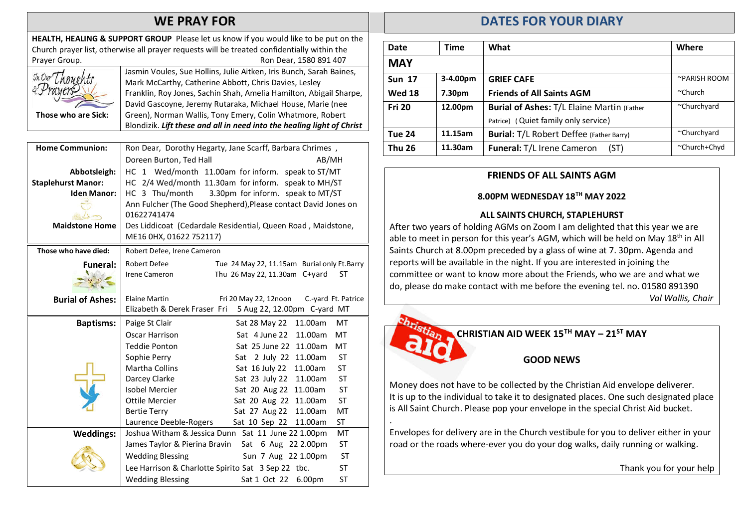## WE PRAY FOR

**HEALTH, HEALING & SUPPORT GROUP** Please let us know if you would like to be put on the Church prayer list, otherwise all prayer requests will be treated confidentially within the Prayer Group. Ron Dear, 1580 891 407

| | |
|---|---|
| **Those who are Sick:** | Jasmin Voules, Sue Hollins, Julie Aitken, Iris Bunch, Sarah Baines, Mark McCarthy, Catherine Abbott, Chris Davies, Lesley Franklin, Roy Jones, Sachin Shah, Amelia Hamilton, Abigail Sharpe, David Gascoyne, Jeremy Rutaraka, Michael House, Marie (nee Green), Norman Wallis, Tony Emery, Colin Whatmore, Robert Blondizik. ***Lift these and all in need into the healing light of Christ*** |

| | |
|---|---|
| **Home Communion:** | Ron Dear, Dorothy Hegarty, Jane Scarff, Barbara Chrimes, Doreen Burton, Ted Hall AB/MH |
| **Abbotsleigh:** | HC 1 Wed/month 11.00am for inform. speak to ST/MT |
| **Staplehurst Manor:** | HC 2/4 Wed/month 11.30am for inform. speak to MH/ST |
| **Iden Manor:** | HC 3 Thu/month 3.30pm for inform. speak to MT/ST |
| | Ann Fulcher (The Good Shepherd),Please contact David Jones on 01622741474 |
| **Maidstone Home** | Des Liddicoat (Cedardale Residential, Queen Road, Maidstone, ME16 0HX, 01622 752117) |

| | | |
|---|---|---|
| **Those who have died:** | Robert Defee, Irene Cameron | |
| **Funeral:** | Robert Defee | Tue 24 May 22, 11.15am Burial only Ft.Barry |
| | Irene Cameron | Thu 26 May 22, 11.30am C+yard ST |
| **Burial of Ashes:** | Elaine Martin | Fri 20 May 22, 12noon C.-yard Ft. Patrice |
| | Elizabeth & Derek Fraser | Fri 5 Aug 22, 12.00pm C-yard MT |

| | | | | |
|---|---|---|---|---|
| **Baptisms:** | Paige St Clair | Sat 28 May 22 | 11.00am | MT |
| | Oscar Harrison | Sat 4 June 22 | 11.00am | MT |
| | Teddie Ponton | Sat 25 June 22 | 11.00am | MT |
| | Sophie Perry | Sat 2 July 22 | 11.00am | ST |
| | Martha Collins | Sat 16 July 22 | 11.00am | ST |
| | Darcey Clarke | Sat 23 July 22 | 11.00am | ST |
| | Isobel Mercier | Sat 20 Aug 22 | 11.00am | ST |
| | Ottile Mercier | Sat 20 Aug 22 | 11.00am | ST |
| | Bertie Terry | Sat 27 Aug 22 | 11.00am | MT |
| | Laurence Deeble-Rogers | Sat 10 Sep 22 | 11.00am | ST |
| **Weddings:** | Joshua Witham & Jessica Dunn | Sat 11 June 22 | 1.00pm | MT |
| | James Taylor & Pierina Bravin | Sat 6 Aug 22 | 2.00pm | ST |
| | Wedding Blessing | Sun 7 Aug 22 | 1.00pm | ST |
| | Lee Harrison & Charlotte Spirito | Sat 3 Sep 22 | tbc. | ST |
| | Wedding Blessing | Sat 1 Oct 22 | 6.00pm | ST |

## DATES FOR YOUR DIARY

| Date | Time | What | Where |
|---|---|---|---|
| **MAY** | | | |
| **Sun 17** | **3-4.00pm** | **GRIEF CAFE** | ~PARISH ROOM |
| **Wed 18** | **7.30pm** | **Friends of All Saints AGM** | ~Church |
| **Fri 20** | **12.00pm** | **Burial of Ashes:** T/L Elaine Martin (Father Patrice) (Quiet family only service) | ~Churchyard |
| **Tue 24** | **11.15am** | **Burial:** T/L Robert Deffee (Father Barry) | ~Churchyard |
| **Thu 26** | **11.30am** | **Funeral:** T/L Irene Cameron (ST) | ~Church+Chyd |

### FRIENDS OF ALL SAINTS AGM

**8.00PM WEDNESDAY 18TH MAY 2022**

**ALL SAINTS CHURCH, STAPLEHURST**

After two years of holding AGMs on Zoom I am delighted that this year we are able to meet in person for this year's AGM, which will be held on May 18th in All Saints Church at 8.00pm preceded by a glass of wine at 7. 30pm. Agenda and reports will be available in the night. If you are interested in joining the committee or want to know more about the Friends, who we are and what we do, please do make contact with me before the evening tel. no. 01580 891390

*Val Wallis, Chair*

### CHRISTIAN AID WEEK 15TH MAY – 21ST MAY

**GOOD NEWS**

Money does not have to be collected by the Christian Aid envelope deliverer. It is up to the individual to take it to designated places. One such designated place is All Saint Church. Please pop your envelope in the special Christ Aid bucket.

Envelopes for delivery are in the Church vestibule for you to deliver either in your road or the roads where-ever you do your dog walks, daily running or walking.

Thank you for your help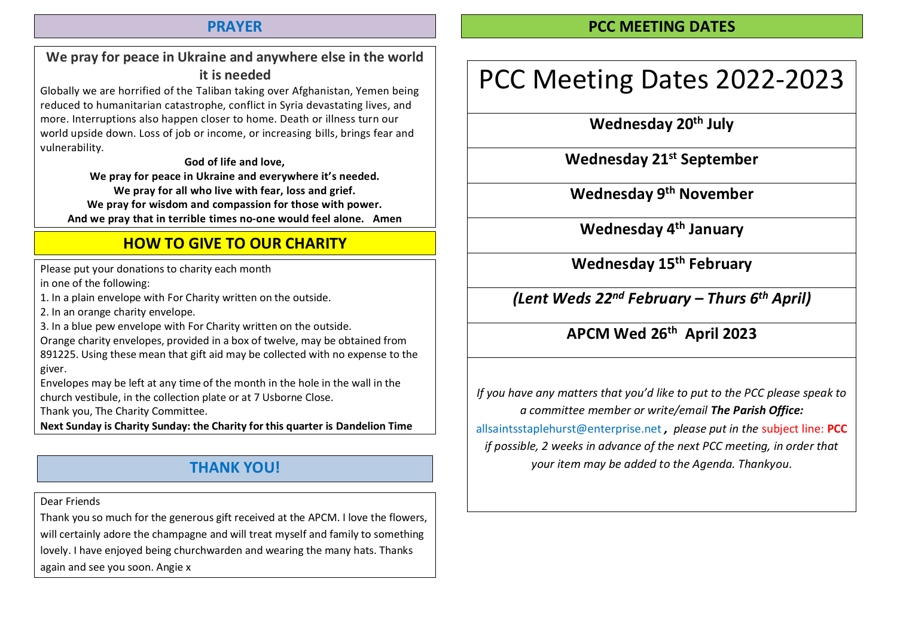## PRAYER

**We pray for peace in Ukraine and anywhere else in the world it is needed**

Globally we are horrified of the Taliban taking over Afghanistan, Yemen being reduced to humanitarian catastrophe, conflict in Syria devastating lives, and more. Interruptions also happen closer to home. Death or illness turn our world upside down. Loss of job or income, or increasing bills, brings fear and vulnerability.

**God of life and love,**
**We pray for peace in Ukraine and everywhere it's needed.**
**We pray for all who live with fear, loss and grief.**
**We pray for wisdom and compassion for those with power.**
**And we pray that in terrible times no-one would feel alone. Amen**

## HOW TO GIVE TO OUR CHARITY

Please put your donations to charity each month in one of the following:

1. In a plain envelope with For Charity written on the outside.
2. In an orange charity envelope.
3. In a blue pew envelope with For Charity written on the outside.

Orange charity envelopes, provided in a box of twelve, may be obtained from 891225. Using these mean that gift aid may be collected with no expense to the giver.

Envelopes may be left at any time of the month in the hole in the wall in the church vestibule, in the collection plate or at 7 Usborne Close.

Thank you, The Charity Committee.

**Next Sunday is Charity Sunday: the Charity for this quarter is Dandelion Time**

## THANK YOU!

Dear Friends

Thank you so much for the generous gift received at the APCM. I love the flowers, will certainly adore the champagne and will treat myself and family to something lovely. I have enjoyed being churchwarden and wearing the many hats. Thanks again and see you soon. Angie x

## PCC MEETING DATES

# PCC Meeting Dates 2022-2023

**Wednesday 20th July**

**Wednesday 21st September**

**Wednesday 9th November**

**Wednesday 4th January**

**Wednesday 15th February**

***(Lent Weds 22nd February – Thurs 6th April)***

**APCM Wed 26th April 2023**

*If you have any matters that you'd like to put to the PCC please speak to a committee member or write/email **The Parish Office:*** allsaintsstaplehurst@enterprise.net*, please put in the* subject line: **PCC** *if possible, 2 weeks in advance of the next PCC meeting, in order that your item may be added to the Agenda. Thankyou.*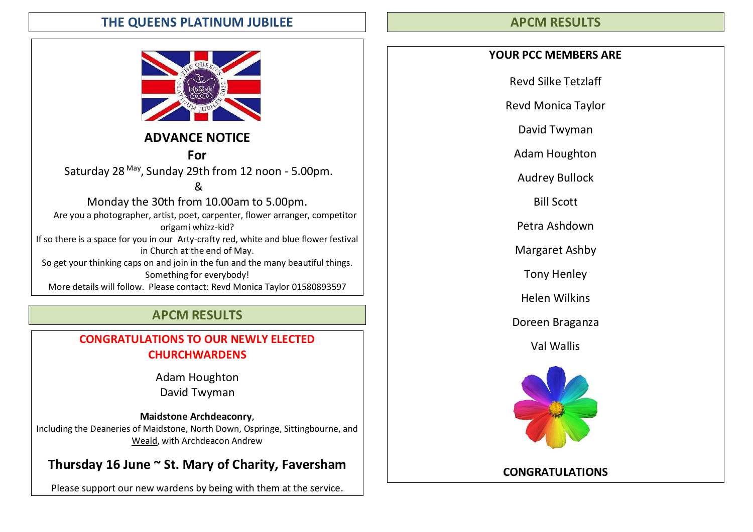## THE QUEENS PLATINUM JUBILEE

**ADVANCE NOTICE**

**For**

Saturday 28 May, Sunday 29th from 12 noon - 5.00pm.

&

Monday the 30th from 10.00am to 5.00pm.

Are you a photographer, artist, poet, carpenter, flower arranger, competitor origami whizz-kid?

If so there is a space for you in our Arty-crafty red, white and blue flower festival in Church at the end of May.

So get your thinking caps on and join in the fun and the many beautiful things. Something for everybody!

More details will follow. Please contact: Revd Monica Taylor 01580893597

## APCM RESULTS

**CONGRATULATIONS TO OUR NEWLY ELECTED CHURCHWARDENS**

Adam Houghton
David Twyman

**Maidstone Archdeaconry**,
Including the Deaneries of Maidstone, North Down, Ospringe, Sittingbourne, and Weald, with Archdeacon Andrew

**Thursday 16 June ~ St. Mary of Charity, Faversham**

Please support our new wardens by being with them at the service.

## APCM RESULTS

**YOUR PCC MEMBERS ARE**

Revd Silke Tetzlaff

Revd Monica Taylor

David Twyman

Adam Houghton

Audrey Bullock

Bill Scott

Petra Ashdown

Margaret Ashby

Tony Henley

Helen Wilkins

Doreen Braganza

Val Wallis

**CONGRATULATIONS**